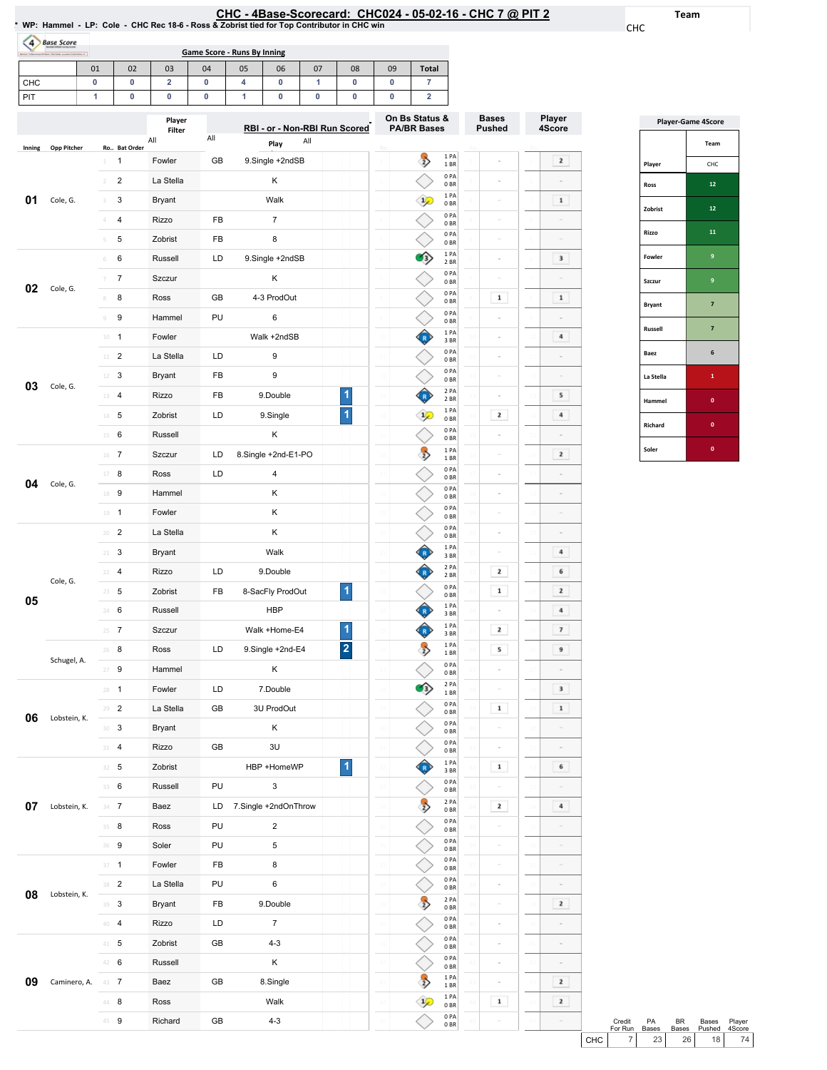# CHC - 4Base-Scorecard: CHC024 - 05-02-16 - CHC 7 @ PIT 2

* WP: Hammel - LP: Cole - CHC Rec 18-6 - Ross & Zobrist tied for Top Contributor in CHC win

Team: CHC

## Game Score - Runs By Inning

| | 01 | 02 | 03 | 04 | 05 | 06 | 07 | 08 | 09 | Total |
|---|---|---|---|---|---|---|---|---|---|---|
| CHC | 0 | 0 | 2 | 0 | 4 | 0 | 1 | 0 | 0 | 7 |
| PIT | 1 | 0 | 0 | 0 | 1 | 0 | 0 | 0 | 0 | 2 |

| Inning | Opp Pitcher | Ro.. | Bat Order | Player | | Play | RBI | On Bs Status & PA/BR Bases | Bases Pushed | Player 4Score |
|---|---|---|---|---|---|---|---|---|---|---|
| 01 | Cole, G. | 1 | 1 | Fowler | GB | 9.Single +2ndSB | | 1 PA 1 BR | - | 2 |
| | | 2 | 2 | La Stella | | K | | 0 PA 0 BR | - | - |
| | | 3 | 3 | Bryant | | Walk | | 1 PA 0 BR | - | 1 |
| | | 4 | 4 | Rizzo | FB | 7 | | 0 PA 0 BR | - | - |
| | | 5 | 5 | Zobrist | FB | 8 | | 0 PA 0 BR | - | - |
| 02 | Cole, G. | 6 | 6 | Russell | LD | 9.Single +2ndSB | | 1 PA 2 BR | - | 3 |
| | | 7 | 7 | Szczur | | K | | 0 PA 0 BR | - | - |
| | | 8 | 8 | Ross | GB | 4-3 ProdOut | | 0 PA 0 BR | 1 | 1 |
| | | 9 | 9 | Hammel | PU | 6 | | 0 PA 0 BR | - | - |
| 03 | Cole, G. | 10 | 1 | Fowler | | Walk +2ndSB | | 1 PA 3 BR | - | 4 |
| | | 11 | 2 | La Stella | LD | 9 | | 0 PA 0 BR | - | - |
| | | 12 | 3 | Bryant | FB | 9 | | 0 PA 0 BR | - | - |
| | | 13 | 4 | Rizzo | FB | 9.Double | 1 | 2 PA 2 BR | - | 5 |
| | | 14 | 5 | Zobrist | LD | 9.Single | 1 | 1 PA 0 BR | 2 | 4 |
| | | 15 | 6 | Russell | | K | | 0 PA 0 BR | - | - |
| 04 | Cole, G. | 16 | 7 | Szczur | LD | 8.Single +2nd-E1-PO | | 1 PA 1 BR | - | 2 |
| | | 17 | 8 | Ross | LD | 4 | | 0 PA 0 BR | - | - |
| | | 18 | 9 | Hammel | | K | | 0 PA 0 BR | - | - |
| | | 19 | 1 | Fowler | | K | | 0 PA 0 BR | - | - |
| 05 | Cole, G. | 20 | 2 | La Stella | | K | | 0 PA 0 BR | - | - |
| | | 21 | 3 | Bryant | | Walk | | 1 PA 3 BR | - | 4 |
| | | 22 | 4 | Rizzo | LD | 9.Double | | 2 PA 2 BR | 2 | 6 |
| | | 23 | 5 | Zobrist | FB | 8-SacFly ProdOut | 1 | 0 PA 0 BR | 1 | 2 |
| | | 24 | 6 | Russell | | HBP | | 1 PA 3 BR | - | 4 |
| | | 25 | 7 | Szczur | | Walk +Home-E4 | 1 | 1 PA 3 BR | 2 | 7 |
| | Schugel, A. | 26 | 8 | Ross | LD | 9.Single +2nd-E4 | 2 | 1 PA 1 BR | 5 | 9 |
| | | 27 | 9 | Hammel | | K | | 0 PA 0 BR | - | - |
| 06 | Lobstein, K. | 28 | 1 | Fowler | LD | 7.Double | | 2 PA 1 BR | - | 3 |
| | | 29 | 2 | La Stella | GB | 3U ProdOut | | 0 PA 0 BR | 1 | 1 |
| | | 30 | 3 | Bryant | | K | | 0 PA 0 BR | - | - |
| | | 31 | 4 | Rizzo | GB | 3U | | 0 PA 0 BR | - | - |
| 07 | Lobstein, K. | 32 | 5 | Zobrist | | HBP +HomeWP | 1 | 1 PA 3 BR | 1 | 6 |
| | | 33 | 6 | Russell | PU | 3 | | 0 PA 0 BR | - | - |
| | | 34 | 7 | Baez | LD | 7.Single +2ndOnThrow | | 2 PA 0 BR | 2 | 4 |
| | | 35 | 8 | Ross | PU | 2 | | 0 PA 0 BR | - | - |
| | | 36 | 9 | Soler | PU | 5 | | 0 PA 0 BR | - | - |
| 08 | Lobstein, K. | 37 | 1 | Fowler | FB | 8 | | 0 PA 0 BR | - | - |
| | | 38 | 2 | La Stella | PU | 6 | | 0 PA 0 BR | - | - |
| | | 39 | 3 | Bryant | FB | 9.Double | | 2 PA 0 BR | - | 2 |
| | | 40 | 4 | Rizzo | LD | 7 | | 0 PA 0 BR | - | - |
| 09 | Caminero, A. | 41 | 5 | Zobrist | GB | 4-3 | | 0 PA 0 BR | - | - |
| | | 42 | 6 | Russell | | K | | 0 PA 0 BR | - | - |
| | | 43 | 7 | Baez | GB | 8.Single | | 1 PA 1 BR | - | 2 |
| | | 44 | 8 | Ross | | Walk | | 1 PA 0 BR | 1 | 2 |
| | | 45 | 9 | Richard | GB | 4-3 | | 0 PA 0 BR | - | - |

| | Credit For Run | PA Bases | BR Bases | Bases Pushed | Player 4Score |
|---|---|---|---|---|---|
| CHC | 7 | 23 | 26 | 18 | 74 |

## Player-Game 4Score

| Player | Team CHC |
|---|---|
| Ross | 12 |
| Zobrist | 12 |
| Rizzo | 11 |
| Fowler | 9 |
| Szczur | 9 |
| Bryant | 7 |
| Russell | 7 |
| Baez | 6 |
| La Stella | 1 |
| Hammel | 0 |
| Richard | 0 |
| Soler | 0 |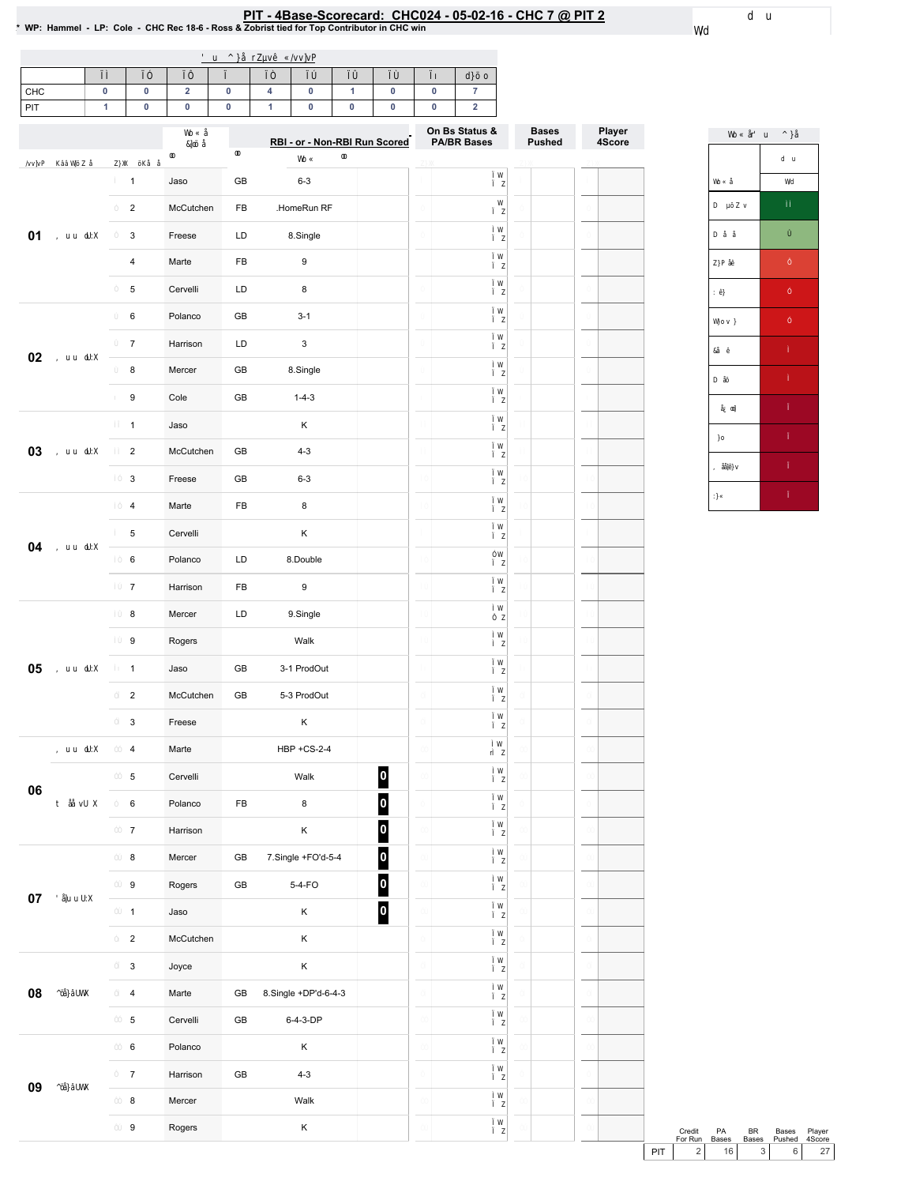# PIT - 4Base-Scorecard: CHC024 - 05-02-16 - CHC 7 @ PIT 2

* WP: Hammel - LP: Cole - CHC Rec 18-6 - Ross & Zobrist tied for Top Contributor in CHC win

| | 1 | 2 | 3 | 4 | 5 | 6 | 7 | 8 | 9 | Total |
|---|---|---|---|---|---|---|---|---|---|---|
| CHC | 0 | 0 | 2 | 0 | 4 | 0 | 1 | 0 | 0 | 7 |
| PIT | 1 | 0 | 0 | 0 | 1 | 0 | 0 | 0 | 0 | 2 |

| Inning | # | Player | BT | RBI - or - Non-RBI Run Scored | | On Bs Status & PA/BR Bases | Bases Pushed | Player 4Score |
|---|---|---|---|---|---|---|---|---|
| 01 | 1 | Jaso | GB | 6-3 | | | | |
| | 2 | McCutchen | FB | .HomeRun RF | | | | |
| | 3 | Freese | LD | 8.Single | | | | |
| | 4 | Marte | FB | 9 | | | | |
| | 5 | Cervelli | LD | 8 | | | | |
| 02 | 6 | Polanco | GB | 3-1 | | | | |
| | 7 | Harrison | LD | 3 | | | | |
| | 8 | Mercer | GB | 8.Single | | | | |
| | 9 | Cole | GB | 1-4-3 | | | | |
| 03 | 1 | Jaso | | K | | | | |
| | 2 | McCutchen | GB | 4-3 | | | | |
| | 3 | Freese | GB | 6-3 | | | | |
| 04 | 4 | Marte | FB | 8 | | | | |
| | 5 | Cervelli | | K | | | | |
| | 6 | Polanco | LD | 8.Double | | | | |
| | 7 | Harrison | FB | 9 | | | | |
| 05 | 8 | Mercer | LD | 9.Single | | | | |
| | 9 | Rogers | | Walk | | | | |
| | 1 | Jaso | GB | 3-1 ProdOut | | | | |
| | 2 | McCutchen | GB | 5-3 ProdOut | | | | |
| | 3 | Freese | | K | | | | |
| 06 | 4 | Marte | | HBP +CS-2-4 | | | | |
| | 5 | Cervelli | | Walk | 0 | | | |
| | 6 | Polanco | FB | 8 | 0 | | | |
| | 7 | Harrison | | K | 0 | | | |
| 07 | 8 | Mercer | GB | 7.Single +FO'd-5-4 | 0 | | | |
| | 9 | Rogers | GB | 5-4-FO | 0 | | | |
| | 1 | Jaso | | K | 0 | | | |
| | 2 | McCutchen | | K | | | | |
| 08 | 3 | Joyce | | K | | | | |
| | 4 | Marte | GB | 8.Single +DP'd-6-4-3 | | | | |
| | 5 | Cervelli | GB | 6-4-3-DP | | | | |
| 09 | 6 | Polanco | | K | | | | |
| | 7 | Harrison | GB | 4-3 | | | | |
| | 8 | Mercer | | Walk | | | | |
| | 9 | Rogers | | K | | | | |

| | Credit For Run | PA Bases | BR Bases | Bases Pushed | Player 4Score |
|---|---|---|---|---|---|
| PIT | 2 | 16 | 3 | 6 | 27 |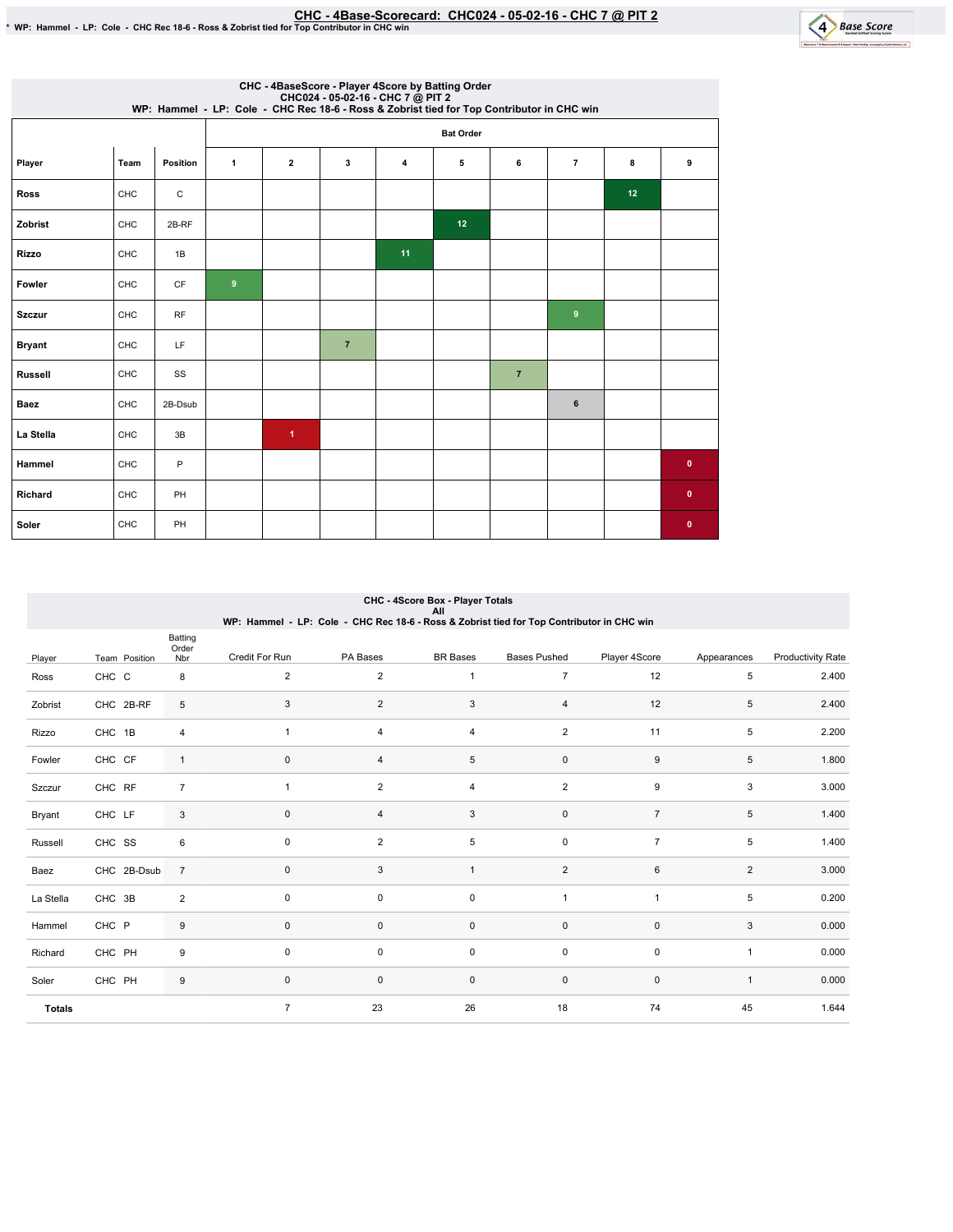# CHC - 4Base-Scorecard: CHC024 - 05-02-16 - CHC 7 @ PIT 2

* WP: Hammel - LP: Cole - CHC Rec 18-6 - Ross & Zobrist tied for Top Contributor in CHC win

## CHC - 4BaseScore - Player 4Score by Batting Order
CHC024 - 05-02-16 - CHC 7 @ PIT 2
WP: Hammel - LP: Cole - CHC Rec 18-6 - Ross & Zobrist tied for Top Contributor in CHC win

| | | | Bat Order | | | | | | | | |
|---|---|---|---|---|---|---|---|---|---|---|---|
| Player | Team | Position | 1 | 2 | 3 | 4 | 5 | 6 | 7 | 8 | 9 |
| Ross | CHC | C | | | | | | | | 12 | |
| Zobrist | CHC | 2B-RF | | | | | 12 | | | | |
| Rizzo | CHC | 1B | | | | 11 | | | | | |
| Fowler | CHC | CF | 9 | | | | | | | | |
| Szczur | CHC | RF | | | | | | | 9 | | |
| Bryant | CHC | LF | | | 7 | | | | | | |
| Russell | CHC | SS | | | | | | 7 | | | |
| Baez | CHC | 2B-Dsub | | | | | | | 6 | | |
| La Stella | CHC | 3B | | 1 | | | | | | | |
| Hammel | CHC | P | | | | | | | | | 0 |
| Richard | CHC | PH | | | | | | | | | 0 |
| Soler | CHC | PH | | | | | | | | | 0 |

## CHC - 4Score Box - Player Totals
All
WP: Hammel - LP: Cole - CHC Rec 18-6 - Ross & Zobrist tied for Top Contributor in CHC win

| Player | Team | Position | Batting Order Nbr | Credit For Run | PA Bases | BR Bases | Bases Pushed | Player 4Score | Appearances | Productivity Rate |
|---|---|---|---|---|---|---|---|---|---|---|
| Ross | CHC | C | 8 | 2 | 2 | 1 | 7 | 12 | 5 | 2.400 |
| Zobrist | CHC | 2B-RF | 5 | 3 | 2 | 3 | 4 | 12 | 5 | 2.400 |
| Rizzo | CHC | 1B | 4 | 1 | 4 | 4 | 2 | 11 | 5 | 2.200 |
| Fowler | CHC | CF | 1 | 0 | 4 | 5 | 0 | 9 | 5 | 1.800 |
| Szczur | CHC | RF | 7 | 1 | 2 | 4 | 2 | 9 | 3 | 3.000 |
| Bryant | CHC | LF | 3 | 0 | 4 | 3 | 0 | 7 | 5 | 1.400 |
| Russell | CHC | SS | 6 | 0 | 2 | 5 | 0 | 7 | 5 | 1.400 |
| Baez | CHC | 2B-Dsub | 7 | 0 | 3 | 1 | 2 | 6 | 2 | 3.000 |
| La Stella | CHC | 3B | 2 | 0 | 0 | 0 | 1 | 1 | 5 | 0.200 |
| Hammel | CHC | P | 9 | 0 | 0 | 0 | 0 | 0 | 3 | 0.000 |
| Richard | CHC | PH | 9 | 0 | 0 | 0 | 0 | 0 | 1 | 0.000 |
| Soler | CHC | PH | 9 | 0 | 0 | 0 | 0 | 0 | 1 | 0.000 |
| **Totals** | | | | 7 | 23 | 26 | 18 | 74 | 45 | 1.644 |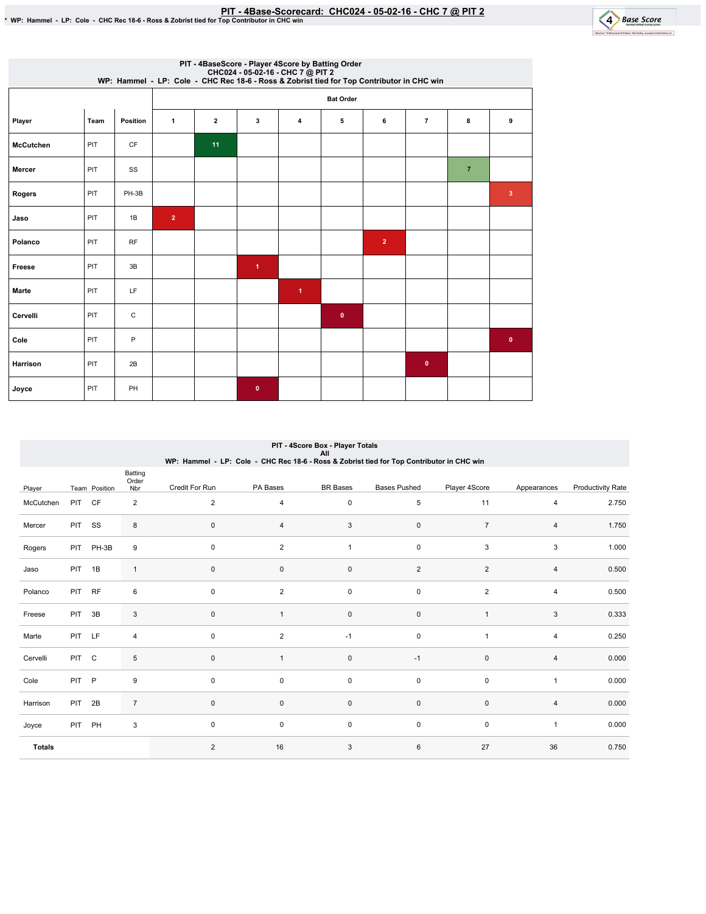# PIT - 4Base-Scorecard: CHC024 - 05-02-16 - CHC 7 @ PIT 2

* WP: Hammel - LP: Cole - CHC Rec 18-6 - Ross & Zobrist tied for Top Contributor in CHC win

## PIT - 4BaseScore - Player 4Score by Batting Order
CHC024 - 05-02-16 - CHC 7 @ PIT 2
WP: Hammel - LP: Cole - CHC Rec 18-6 - Ross & Zobrist tied for Top Contributor in CHC win

| | | | Bat Order | | | | | | | | |
|---|---|---|---|---|---|---|---|---|---|---|---|
| Player | Team | Position | 1 | 2 | 3 | 4 | 5 | 6 | 7 | 8 | 9 |
| McCutchen | PIT | CF | | 11 | | | | | | | |
| Mercer | PIT | SS | | | | | | | | 7 | |
| Rogers | PIT | PH-3B | | | | | | | | | 3 |
| Jaso | PIT | 1B | 2 | | | | | | | | |
| Polanco | PIT | RF | | | | | | 2 | | | |
| Freese | PIT | 3B | | | 1 | | | | | | |
| Marte | PIT | LF | | | | 1 | | | | | |
| Cervelli | PIT | C | | | | | 0 | | | | |
| Cole | PIT | P | | | | | | | | | 0 |
| Harrison | PIT | 2B | | | | | | | 0 | | |
| Joyce | PIT | PH | | | 0 | | | | | | |

## PIT - 4Score Box - Player Totals
All
WP: Hammel - LP: Cole - CHC Rec 18-6 - Ross & Zobrist tied for Top Contributor in CHC win

| Player | Team | Position | Batting Order Nbr | Credit For Run | PA Bases | BR Bases | Bases Pushed | Player 4Score | Appearances | Productivity Rate |
|---|---|---|---|---|---|---|---|---|---|---|
| McCutchen | PIT | CF | 2 | 2 | 4 | 0 | 5 | 11 | 4 | 2.750 |
| Mercer | PIT | SS | 8 | 0 | 4 | 3 | 0 | 7 | 4 | 1.750 |
| Rogers | PIT | PH-3B | 9 | 0 | 2 | 1 | 0 | 3 | 3 | 1.000 |
| Jaso | PIT | 1B | 1 | 0 | 0 | 0 | 2 | 2 | 4 | 0.500 |
| Polanco | PIT | RF | 6 | 0 | 2 | 0 | 0 | 2 | 4 | 0.500 |
| Freese | PIT | 3B | 3 | 0 | 1 | 0 | 0 | 1 | 3 | 0.333 |
| Marte | PIT | LF | 4 | 0 | 2 | -1 | 0 | 1 | 4 | 0.250 |
| Cervelli | PIT | C | 5 | 0 | 1 | 0 | -1 | 0 | 4 | 0.000 |
| Cole | PIT | P | 9 | 0 | 0 | 0 | 0 | 0 | 1 | 0.000 |
| Harrison | PIT | 2B | 7 | 0 | 0 | 0 | 0 | 0 | 4 | 0.000 |
| Joyce | PIT | PH | 3 | 0 | 0 | 0 | 0 | 0 | 1 | 0.000 |
| **Totals** | | | | 2 | 16 | 3 | 6 | 27 | 36 | 0.750 |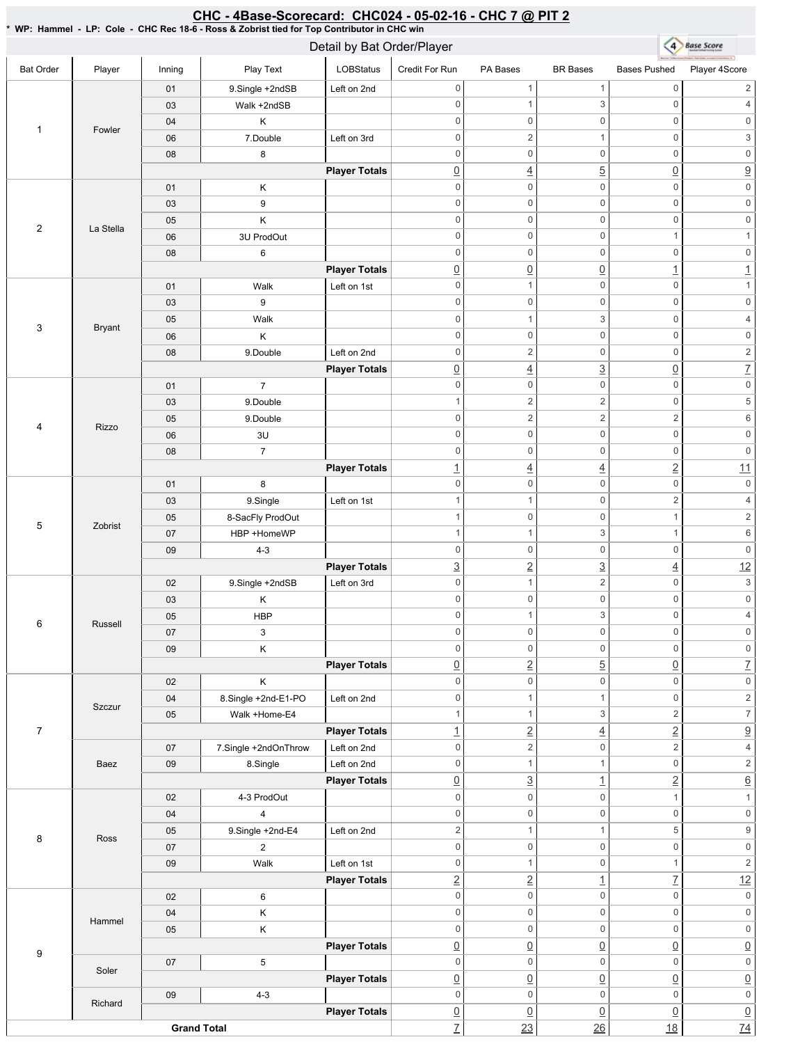## CHC - 4Base-Scorecard: CHC024 - 05-02-16 - CHC 7 @ PIT 2

\* WP: Hammel - LP: Cole - CHC Rec 18-6 - Ross & Zobrist tied for Top Contributor in CHC win

### Detail by Bat Order/Player

| Bat Order | Player | Inning | Play Text | LOBStatus | Credit For Run | PA Bases | BR Bases | Bases Pushed | Player 4Score |
|---|---|---|---|---|---|---|---|---|---|
| 1 | Fowler | 01 | 9.Single +2ndSB | Left on 2nd | 0 | 1 | 1 | 0 | 2 |
| | | 03 | Walk +2ndSB | | 0 | 1 | 3 | 0 | 4 |
| | | 04 | K | | 0 | 0 | 0 | 0 | 0 |
| | | 06 | 7.Double | Left on 3rd | 0 | 2 | 1 | 0 | 3 |
| | | 08 | 8 | | 0 | 0 | 0 | 0 | 0 |
| | | | | **Player Totals** | 0 | 4 | 5 | 0 | 9 |
| 2 | La Stella | 01 | K | | 0 | 0 | 0 | 0 | 0 |
| | | 03 | 9 | | 0 | 0 | 0 | 0 | 0 |
| | | 05 | K | | 0 | 0 | 0 | 0 | 0 |
| | | 06 | 3U ProdOut | | 0 | 0 | 0 | 1 | 1 |
| | | 08 | 6 | | 0 | 0 | 0 | 0 | 0 |
| | | | | **Player Totals** | 0 | 0 | 0 | 1 | 1 |
| 3 | Bryant | 01 | Walk | Left on 1st | 0 | 1 | 0 | 0 | 1 |
| | | 03 | 9 | | 0 | 0 | 0 | 0 | 0 |
| | | 05 | Walk | | 0 | 1 | 3 | 0 | 4 |
| | | 06 | K | | 0 | 0 | 0 | 0 | 0 |
| | | 08 | 9.Double | Left on 2nd | 0 | 2 | 0 | 0 | 2 |
| | | | | **Player Totals** | 0 | 4 | 3 | 0 | 7 |
| 4 | Rizzo | 01 | 7 | | 0 | 0 | 0 | 0 | 0 |
| | | 03 | 9.Double | | 1 | 2 | 2 | 0 | 5 |
| | | 05 | 9.Double | | 0 | 2 | 2 | 2 | 6 |
| | | 06 | 3U | | 0 | 0 | 0 | 0 | 0 |
| | | 08 | 7 | | 0 | 0 | 0 | 0 | 0 |
| | | | | **Player Totals** | 1 | 4 | 4 | 2 | 11 |
| 5 | Zobrist | 01 | 8 | | 0 | 0 | 0 | 0 | 0 |
| | | 03 | 9.Single | Left on 1st | 1 | 1 | 0 | 2 | 4 |
| | | 05 | 8-SacFly ProdOut | | 1 | 0 | 0 | 1 | 2 |
| | | 07 | HBP +HomeWP | | 1 | 1 | 3 | 1 | 6 |
| | | 09 | 4-3 | | 0 | 0 | 0 | 0 | 0 |
| | | | | **Player Totals** | 3 | 2 | 3 | 4 | 12 |
| 6 | Russell | 02 | 9.Single +2ndSB | Left on 3rd | 0 | 1 | 2 | 0 | 3 |
| | | 03 | K | | 0 | 0 | 0 | 0 | 0 |
| | | 05 | HBP | | 0 | 1 | 3 | 0 | 4 |
| | | 07 | 3 | | 0 | 0 | 0 | 0 | 0 |
| | | 09 | K | | 0 | 0 | 0 | 0 | 0 |
| | | | | **Player Totals** | 0 | 2 | 5 | 0 | 7 |
| 7 | Szczur | 02 | K | | 0 | 0 | 0 | 0 | 0 |
| | | 04 | 8.Single +2nd-E1-PO | Left on 2nd | 0 | 1 | 1 | 0 | 2 |
| | | 05 | Walk +Home-E4 | | 1 | 1 | 3 | 2 | 7 |
| | | | | **Player Totals** | 1 | 2 | 4 | 2 | 9 |
| | Baez | 07 | 7.Single +2ndOnThrow | Left on 2nd | 0 | 2 | 0 | 2 | 4 |
| | | 09 | 8.Single | Left on 2nd | 0 | 1 | 1 | 0 | 2 |
| | | | | **Player Totals** | 0 | 3 | 1 | 2 | 6 |
| 8 | Ross | 02 | 4-3 ProdOut | | 0 | 0 | 0 | 1 | 1 |
| | | 04 | 4 | | 0 | 0 | 0 | 0 | 0 |
| | | 05 | 9.Single +2nd-E4 | Left on 2nd | 2 | 1 | 1 | 5 | 9 |
| | | 07 | 2 | | 0 | 0 | 0 | 0 | 0 |
| | | 09 | Walk | Left on 1st | 0 | 1 | 0 | 1 | 2 |
| | | | | **Player Totals** | 2 | 2 | 1 | 7 | 12 |
| 9 | Hammel | 02 | 6 | | 0 | 0 | 0 | 0 | 0 |
| | | 04 | K | | 0 | 0 | 0 | 0 | 0 |
| | | 05 | K | | 0 | 0 | 0 | 0 | 0 |
| | | | | **Player Totals** | 0 | 0 | 0 | 0 | 0 |
| | Soler | 07 | 5 | | 0 | 0 | 0 | 0 | 0 |
| | | | | **Player Totals** | 0 | 0 | 0 | 0 | 0 |
| | Richard | 09 | 4-3 | | 0 | 0 | 0 | 0 | 0 |
| | | | | **Player Totals** | 0 | 0 | 0 | 0 | 0 |
| **Grand Total** | | | | | 7 | 23 | 26 | 18 | 74 |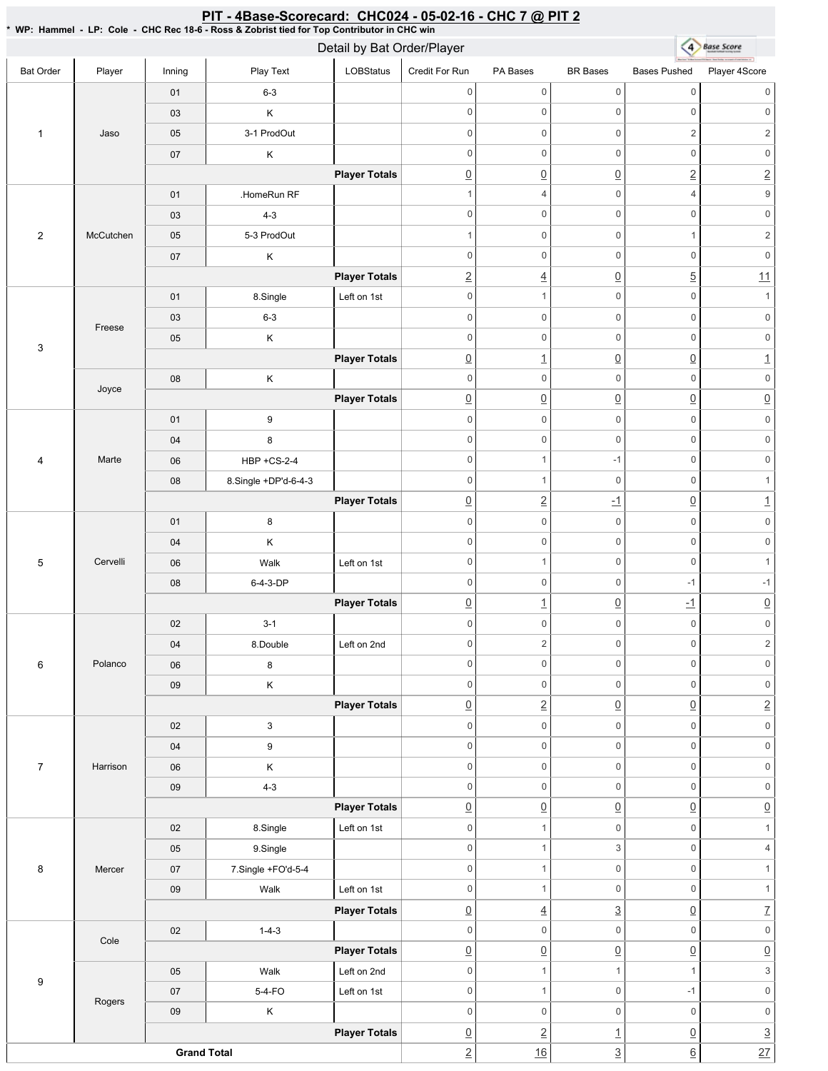# PIT - 4Base-Scorecard: CHC024 - 05-02-16 - CHC 7 @ PIT 2

**\* WP: Hammel - LP: Cole - CHC Rec 18-6 - Ross & Zobrist tied for Top Contributor in CHC win**

## Detail by Bat Order/Player

| Bat Order | Player | Inning | Play Text | LOBStatus | Credit For Run | PA Bases | BR Bases | Bases Pushed | Player 4Score |
|---|---|---|---|---|---|---|---|---|---|
| 1 | Jaso | 01 | 6-3 | | 0 | 0 | 0 | 0 | 0 |
| | | 03 | K | | 0 | 0 | 0 | 0 | 0 |
| | | 05 | 3-1 ProdOut | | 0 | 0 | 0 | 2 | 2 |
| | | 07 | K | | 0 | 0 | 0 | 0 | 0 |
| | | | | **Player Totals** | 0 | 0 | 0 | 2 | 2 |
| 2 | McCutchen | 01 | .HomeRun RF | | 1 | 4 | 0 | 4 | 9 |
| | | 03 | 4-3 | | 0 | 0 | 0 | 0 | 0 |
| | | 05 | 5-3 ProdOut | | 1 | 0 | 0 | 1 | 2 |
| | | 07 | K | | 0 | 0 | 0 | 0 | 0 |
| | | | | **Player Totals** | 2 | 4 | 0 | 5 | 11 |
| 3 | Freese | 01 | 8.Single | Left on 1st | 0 | 1 | 0 | 0 | 1 |
| | | 03 | 6-3 | | 0 | 0 | 0 | 0 | 0 |
| | | 05 | K | | 0 | 0 | 0 | 0 | 0 |
| | | | | **Player Totals** | 0 | 1 | 0 | 0 | 1 |
| | Joyce | 08 | K | | 0 | 0 | 0 | 0 | 0 |
| | | | | **Player Totals** | 0 | 0 | 0 | 0 | 0 |
| 4 | Marte | 01 | 9 | | 0 | 0 | 0 | 0 | 0 |
| | | 04 | 8 | | 0 | 0 | 0 | 0 | 0 |
| | | 06 | HBP +CS-2-4 | | 0 | 1 | -1 | 0 | 0 |
| | | 08 | 8.Single +DP'd-6-4-3 | | 0 | 1 | 0 | 0 | 1 |
| | | | | **Player Totals** | 0 | 2 | -1 | 0 | 1 |
| 5 | Cervelli | 01 | 8 | | 0 | 0 | 0 | 0 | 0 |
| | | 04 | K | | 0 | 0 | 0 | 0 | 0 |
| | | 06 | Walk | Left on 1st | 0 | 1 | 0 | 0 | 1 |
| | | 08 | 6-4-3-DP | | 0 | 0 | 0 | -1 | -1 |
| | | | | **Player Totals** | 0 | 1 | 0 | -1 | 0 |
| 6 | Polanco | 02 | 3-1 | | 0 | 0 | 0 | 0 | 0 |
| | | 04 | 8.Double | Left on 2nd | 0 | 2 | 0 | 0 | 2 |
| | | 06 | 8 | | 0 | 0 | 0 | 0 | 0 |
| | | 09 | K | | 0 | 0 | 0 | 0 | 0 |
| | | | | **Player Totals** | 0 | 2 | 0 | 0 | 2 |
| 7 | Harrison | 02 | 3 | | 0 | 0 | 0 | 0 | 0 |
| | | 04 | 9 | | 0 | 0 | 0 | 0 | 0 |
| | | 06 | K | | 0 | 0 | 0 | 0 | 0 |
| | | 09 | 4-3 | | 0 | 0 | 0 | 0 | 0 |
| | | | | **Player Totals** | 0 | 0 | 0 | 0 | 0 |
| 8 | Mercer | 02 | 8.Single | Left on 1st | 0 | 1 | 0 | 0 | 1 |
| | | 05 | 9.Single | | 0 | 1 | 3 | 0 | 4 |
| | | 07 | 7.Single +FO'd-5-4 | | 0 | 1 | 0 | 0 | 1 |
| | | 09 | Walk | Left on 1st | 0 | 1 | 0 | 0 | 1 |
| | | | | **Player Totals** | 0 | 4 | 3 | 0 | 7 |
| 9 | Cole | 02 | 1-4-3 | | 0 | 0 | 0 | 0 | 0 |
| | | | | **Player Totals** | 0 | 0 | 0 | 0 | 0 |
| | Rogers | 05 | Walk | Left on 2nd | 0 | 1 | 1 | 1 | 3 |
| | | 07 | 5-4-FO | Left on 1st | 0 | 1 | 0 | -1 | 0 |
| | | 09 | K | | 0 | 0 | 0 | 0 | 0 |
| | | | | **Player Totals** | 0 | 2 | 1 | 0 | 3 |
| **Grand Total** | | | | | 2 | 16 | 3 | 6 | 27 |